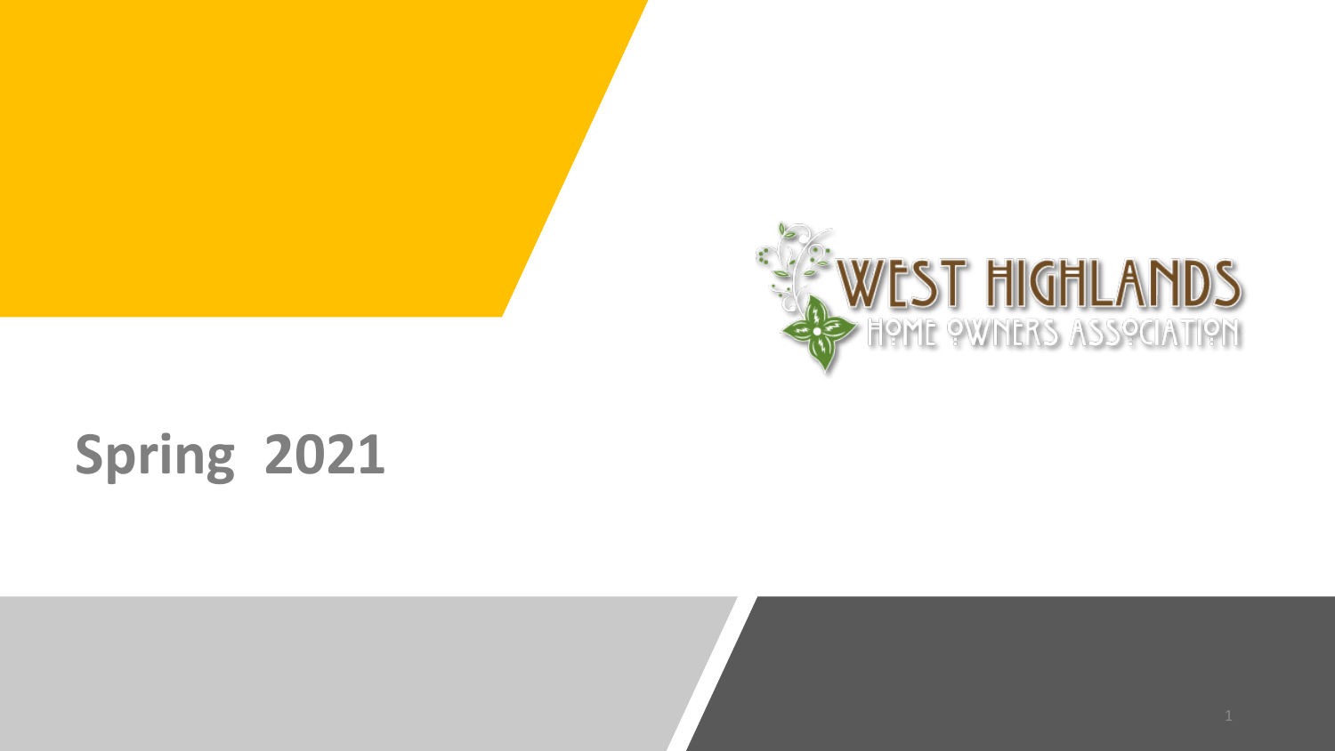WEST HIGHLANDS
HOME OWNERS ASSOCIATION

# Spring 2021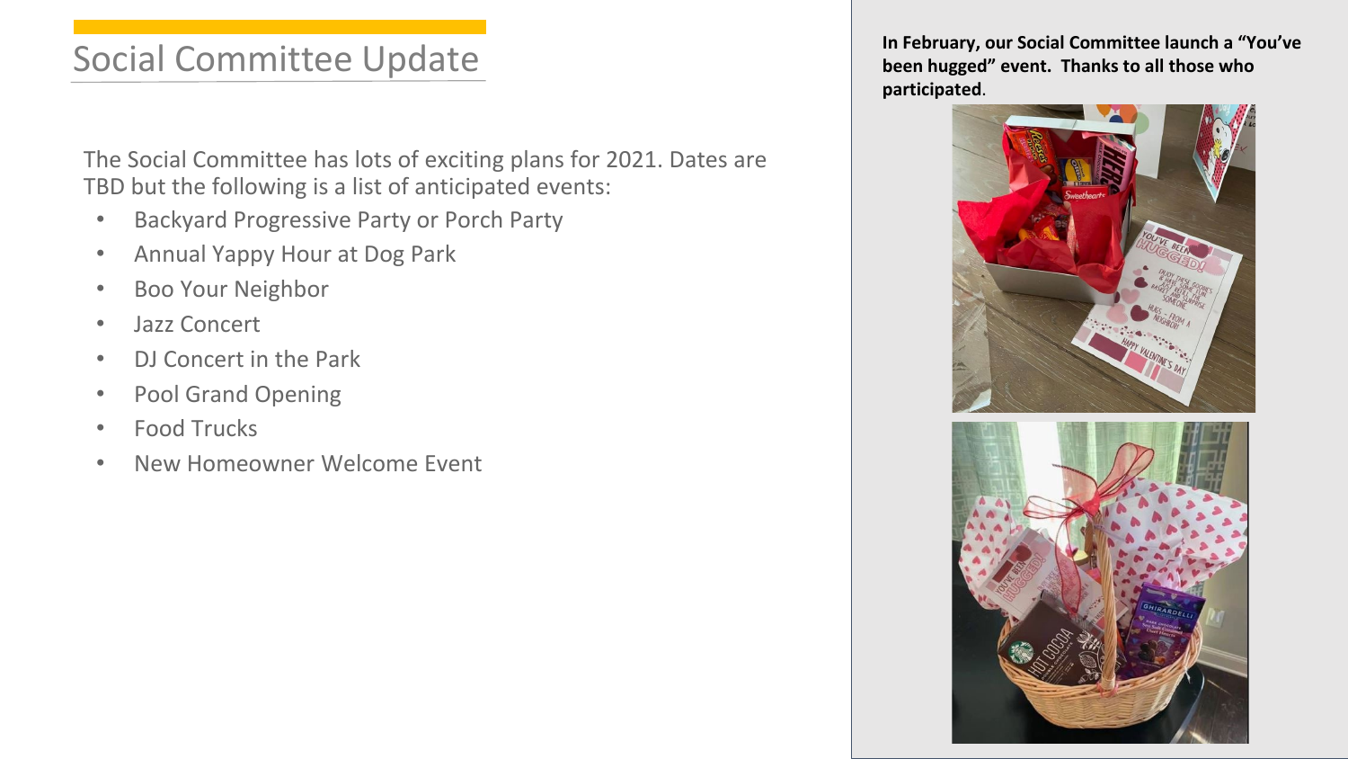# Social Committee Update

The Social Committee has lots of exciting plans for 2021. Dates are TBD but the following is a list of anticipated events:

- Backyard Progressive Party or Porch Party
- Annual Yappy Hour at Dog Park
- Boo Your Neighbor
- Jazz Concert
- DJ Concert in the Park
- Pool Grand Opening
- Food Trucks
- New Homeowner Welcome Event

**In February, our Social Committee launch a "You've been hugged" event. Thanks to all those who participated**.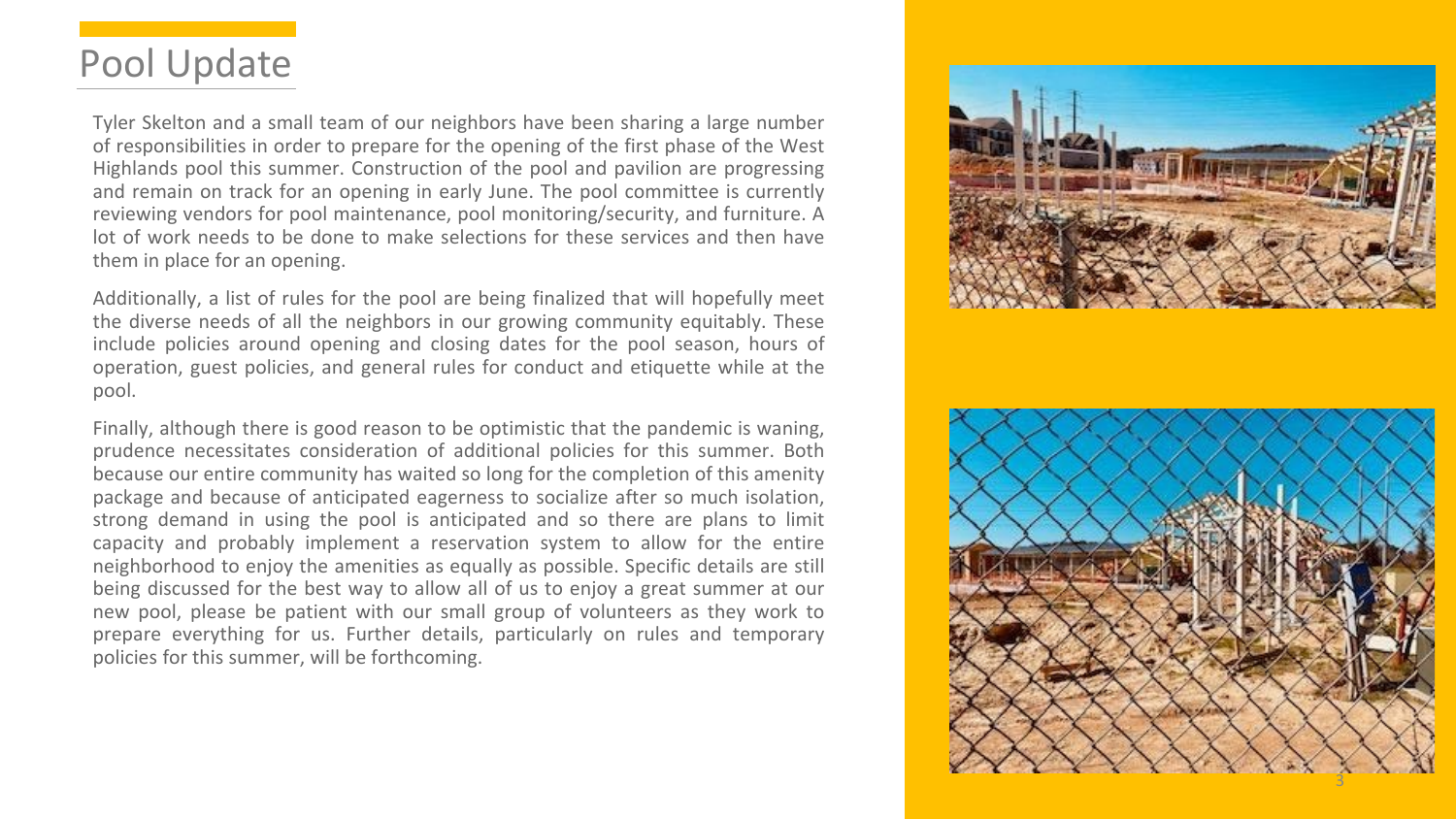# Pool Update

Tyler Skelton and a small team of our neighbors have been sharing a large number of responsibilities in order to prepare for the opening of the first phase of the West Highlands pool this summer. Construction of the pool and pavilion are progressing and remain on track for an opening in early June. The pool committee is currently reviewing vendors for pool maintenance, pool monitoring/security, and furniture. A lot of work needs to be done to make selections for these services and then have them in place for an opening.

Additionally, a list of rules for the pool are being finalized that will hopefully meet the diverse needs of all the neighbors in our growing community equitably. These include policies around opening and closing dates for the pool season, hours of operation, guest policies, and general rules for conduct and etiquette while at the pool.

Finally, although there is good reason to be optimistic that the pandemic is waning, prudence necessitates consideration of additional policies for this summer. Both because our entire community has waited so long for the completion of this amenity package and because of anticipated eagerness to socialize after so much isolation, strong demand in using the pool is anticipated and so there are plans to limit capacity and probably implement a reservation system to allow for the entire neighborhood to enjoy the amenities as equally as possible. Specific details are still being discussed for the best way to allow all of us to enjoy a great summer at our new pool, please be patient with our small group of volunteers as they work to prepare everything for us. Further details, particularly on rules and temporary policies for this summer, will be forthcoming.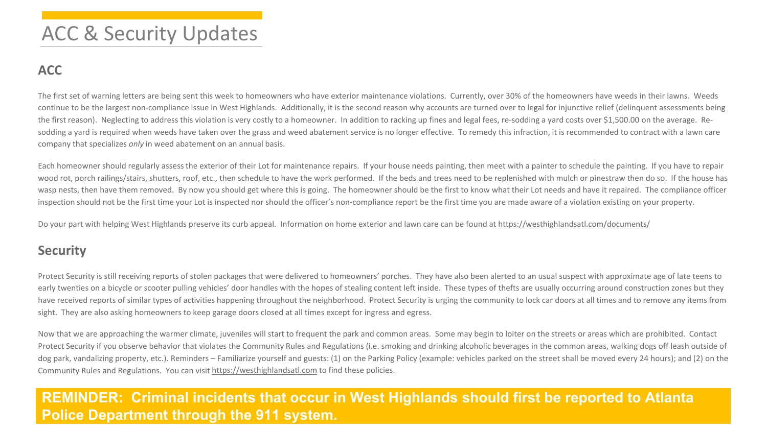# ACC & Security Updates

## ACC

The first set of warning letters are being sent this week to homeowners who have exterior maintenance violations. Currently, over 30% of the homeowners have weeds in their lawns. Weeds continue to be the largest non-compliance issue in West Highlands. Additionally, it is the second reason why accounts are turned over to legal for injunctive relief (delinquent assessments being the first reason). Neglecting to address this violation is very costly to a homeowner. In addition to racking up fines and legal fees, re-sodding a yard costs over $1,500.00 on the average. Re-sodding a yard is required when weeds have taken over the grass and weed abatement service is no longer effective. To remedy this infraction, it is recommended to contract with a lawn care company that specializes *only* in weed abatement on an annual basis.

Each homeowner should regularly assess the exterior of their Lot for maintenance repairs. If your house needs painting, then meet with a painter to schedule the painting. If you have to repair wood rot, porch railings/stairs, shutters, roof, etc., then schedule to have the work performed. If the beds and trees need to be replenished with mulch or pinestraw then do so. If the house has wasp nests, then have them removed. By now you should get where this is going. The homeowner should be the first to know what their Lot needs and have it repaired. The compliance officer inspection should not be the first time your Lot is inspected nor should the officer's non-compliance report be the first time you are made aware of a violation existing on your property.

Do your part with helping West Highlands preserve its curb appeal. Information on home exterior and lawn care can be found at https://westhighlandsatl.com/documents/

## Security

Protect Security is still receiving reports of stolen packages that were delivered to homeowners' porches. They have also been alerted to an usual suspect with approximate age of late teens to early twenties on a bicycle or scooter pulling vehicles' door handles with the hopes of stealing content left inside. These types of thefts are usually occurring around construction zones but they have received reports of similar types of activities happening throughout the neighborhood. Protect Security is urging the community to lock car doors at all times and to remove any items from sight. They are also asking homeowners to keep garage doors closed at all times except for ingress and egress.

Now that we are approaching the warmer climate, juveniles will start to frequent the park and common areas. Some may begin to loiter on the streets or areas which are prohibited. Contact Protect Security if you observe behavior that violates the Community Rules and Regulations (i.e. smoking and drinking alcoholic beverages in the common areas, walking dogs off leash outside of dog park, vandalizing property, etc.). Reminders – Familiarize yourself and guests: (1) on the Parking Policy (example: vehicles parked on the street shall be moved every 24 hours); and (2) on the Community Rules and Regulations. You can visit https://westhighlandsatl.com to find these policies.

**REMINDER: Criminal incidents that occur in West Highlands should first be reported to Atlanta Police Department through the 911 system.**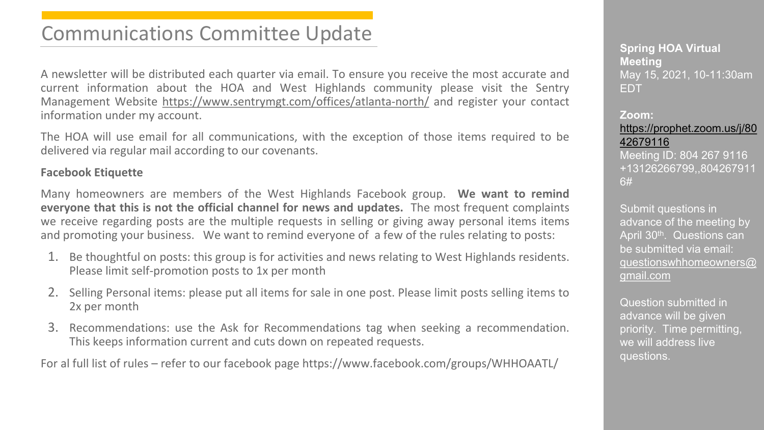# Communications Committee Update

A newsletter will be distributed each quarter via email. To ensure you receive the most accurate and current information about the HOA and West Highlands community please visit the Sentry Management Website https://www.sentrymgt.com/offices/atlanta-north/ and register your contact information under my account.

The HOA will use email for all communications, with the exception of those items required to be delivered via regular mail according to our covenants.

**Facebook Etiquette**

Many homeowners are members of the West Highlands Facebook group. **We want to remind everyone that this is not the official channel for news and updates.** The most frequent complaints we receive regarding posts are the multiple requests in selling or giving away personal items items and promoting your business. We want to remind everyone of a few of the rules relating to posts:

1. Be thoughtful on posts: this group is for activities and news relating to West Highlands residents. Please limit self-promotion posts to 1x per month
2. Selling Personal items: please put all items for sale in one post. Please limit posts selling items to 2x per month
3. Recommendations: use the Ask for Recommendations tag when seeking a recommendation. This keeps information current and cuts down on repeated requests.

For al full list of rules – refer to our facebook page https://www.facebook.com/groups/WHHOAATL/

**Spring HOA Virtual Meeting**
May 15, 2021, 10-11:30am EDT

**Zoom:**
https://prophet.zoom.us/j/8042679116
Meeting ID: 804 267 9116
+13126266799,,8042679116#

Submit questions in advance of the meeting by April 30th. Questions can be submitted via email: questionswhhomeowners@gmail.com

Question submitted in advance will be given priority. Time permitting, we will address live questions.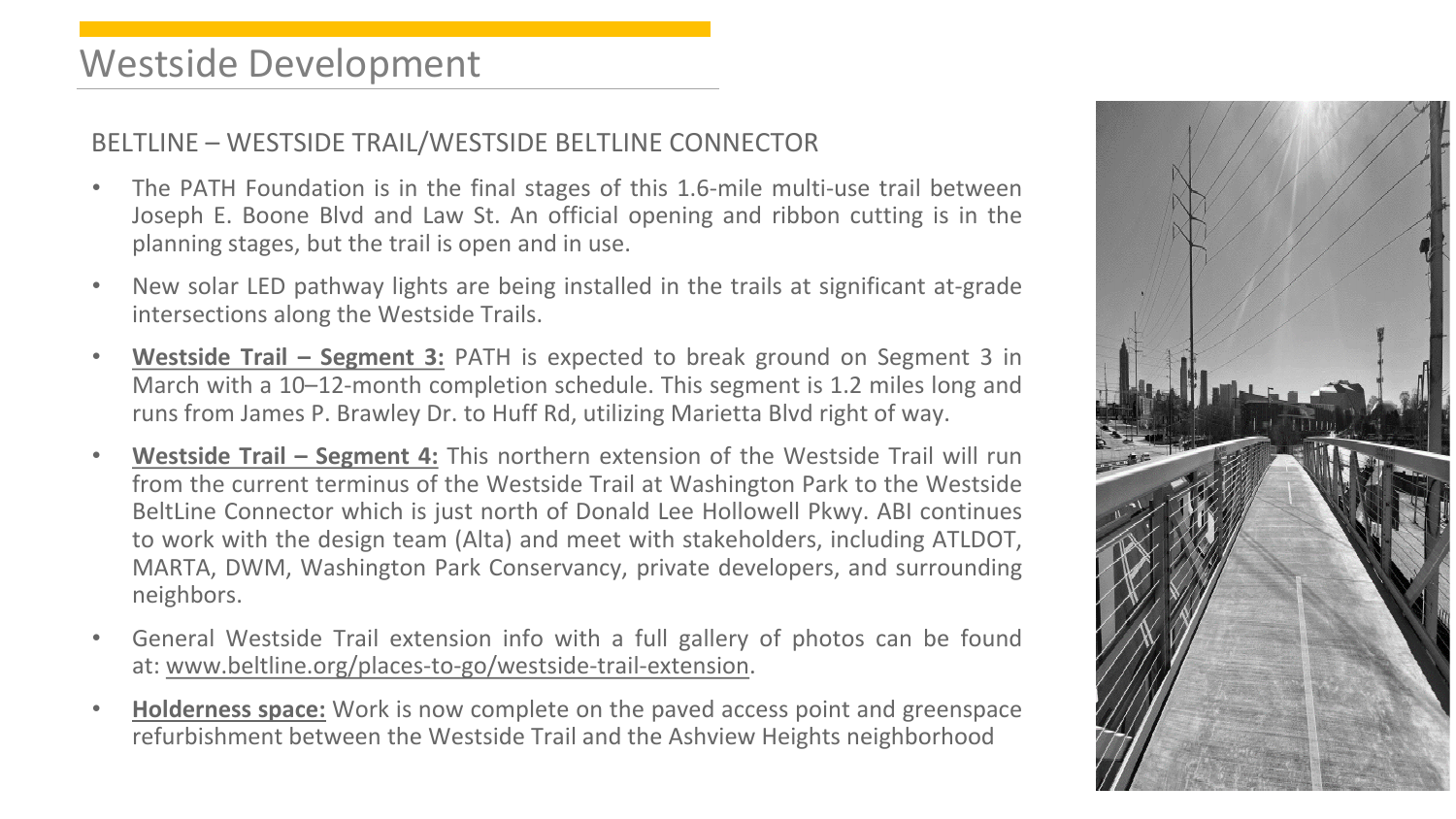# Westside Development

## BELTLINE – WESTSIDE TRAIL/WESTSIDE BELTLINE CONNECTOR

- The PATH Foundation is in the final stages of this 1.6-mile multi-use trail between Joseph E. Boone Blvd and Law St. An official opening and ribbon cutting is in the planning stages, but the trail is open and in use.
- New solar LED pathway lights are being installed in the trails at significant at-grade intersections along the Westside Trails.
- **Westside Trail – Segment 3:** PATH is expected to break ground on Segment 3 in March with a 10–12-month completion schedule. This segment is 1.2 miles long and runs from James P. Brawley Dr. to Huff Rd, utilizing Marietta Blvd right of way.
- **Westside Trail – Segment 4:** This northern extension of the Westside Trail will run from the current terminus of the Westside Trail at Washington Park to the Westside BeltLine Connector which is just north of Donald Lee Hollowell Pkwy. ABI continues to work with the design team (Alta) and meet with stakeholders, including ATLDOT, MARTA, DWM, Washington Park Conservancy, private developers, and surrounding neighbors.
- General Westside Trail extension info with a full gallery of photos can be found at: www.beltline.org/places-to-go/westside-trail-extension.
- **Holderness space:** Work is now complete on the paved access point and greenspace refurbishment between the Westside Trail and the Ashview Heights neighborhood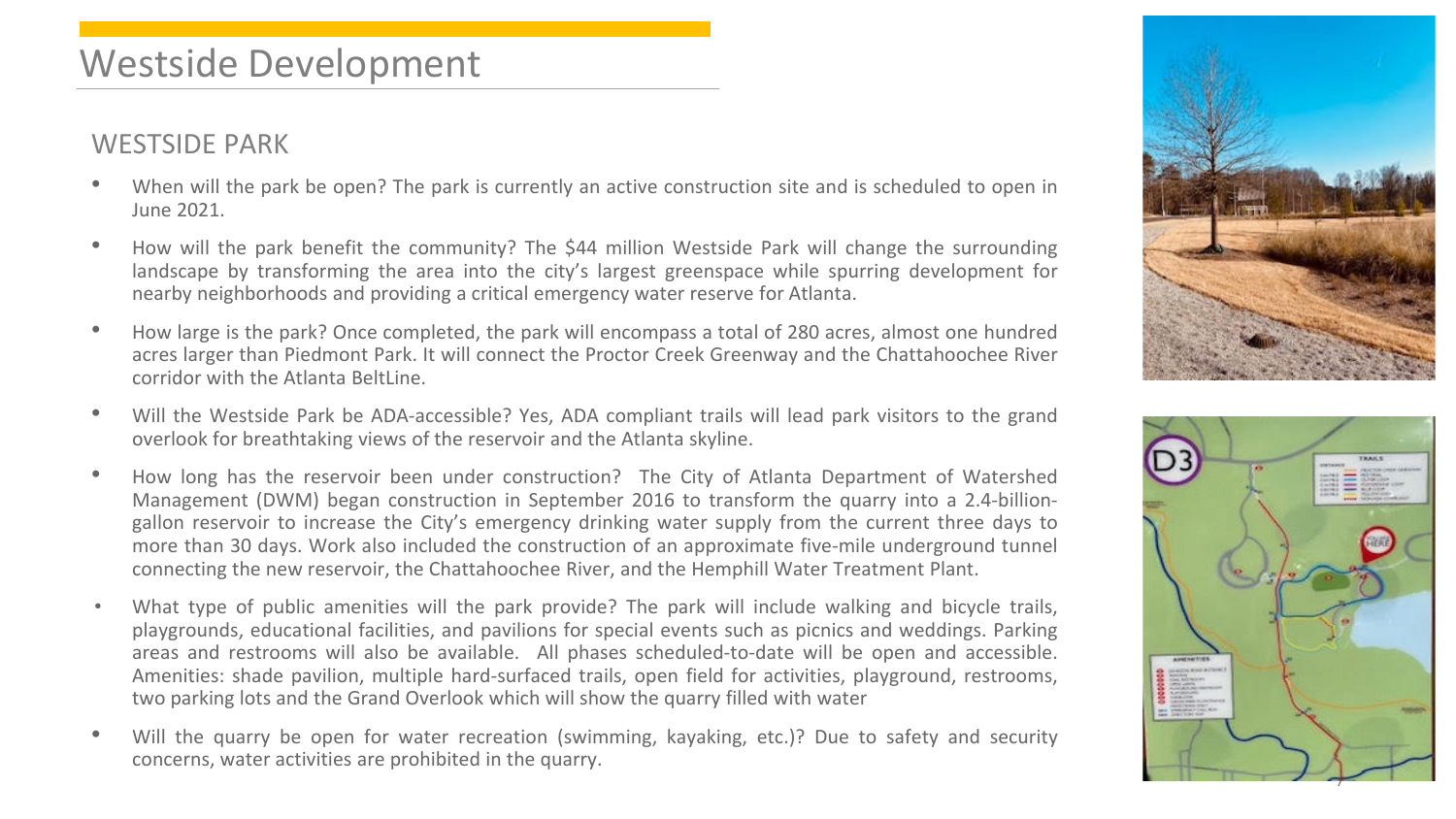# Westside Development

## WESTSIDE PARK

- When will the park be open? The park is currently an active construction site and is scheduled to open in June 2021.
- How will the park benefit the community? The $44 million Westside Park will change the surrounding landscape by transforming the area into the city's largest greenspace while spurring development for nearby neighborhoods and providing a critical emergency water reserve for Atlanta.
- How large is the park? Once completed, the park will encompass a total of 280 acres, almost one hundred acres larger than Piedmont Park. It will connect the Proctor Creek Greenway and the Chattahoochee River corridor with the Atlanta BeltLine.
- Will the Westside Park be ADA-accessible? Yes, ADA compliant trails will lead park visitors to the grand overlook for breathtaking views of the reservoir and the Atlanta skyline.
- How long has the reservoir been under construction? The City of Atlanta Department of Watershed Management (DWM) began construction in September 2016 to transform the quarry into a 2.4-billion-gallon reservoir to increase the City's emergency drinking water supply from the current three days to more than 30 days. Work also included the construction of an approximate five-mile underground tunnel connecting the new reservoir, the Chattahoochee River, and the Hemphill Water Treatment Plant.
- What type of public amenities will the park provide? The park will include walking and bicycle trails, playgrounds, educational facilities, and pavilions for special events such as picnics and weddings. Parking areas and restrooms will also be available. All phases scheduled-to-date will be open and accessible. Amenities: shade pavilion, multiple hard-surfaced trails, open field for activities, playground, restrooms, two parking lots and the Grand Overlook which will show the quarry filled with water
- Will the quarry be open for water recreation (swimming, kayaking, etc.)? Due to safety and security concerns, water activities are prohibited in the quarry.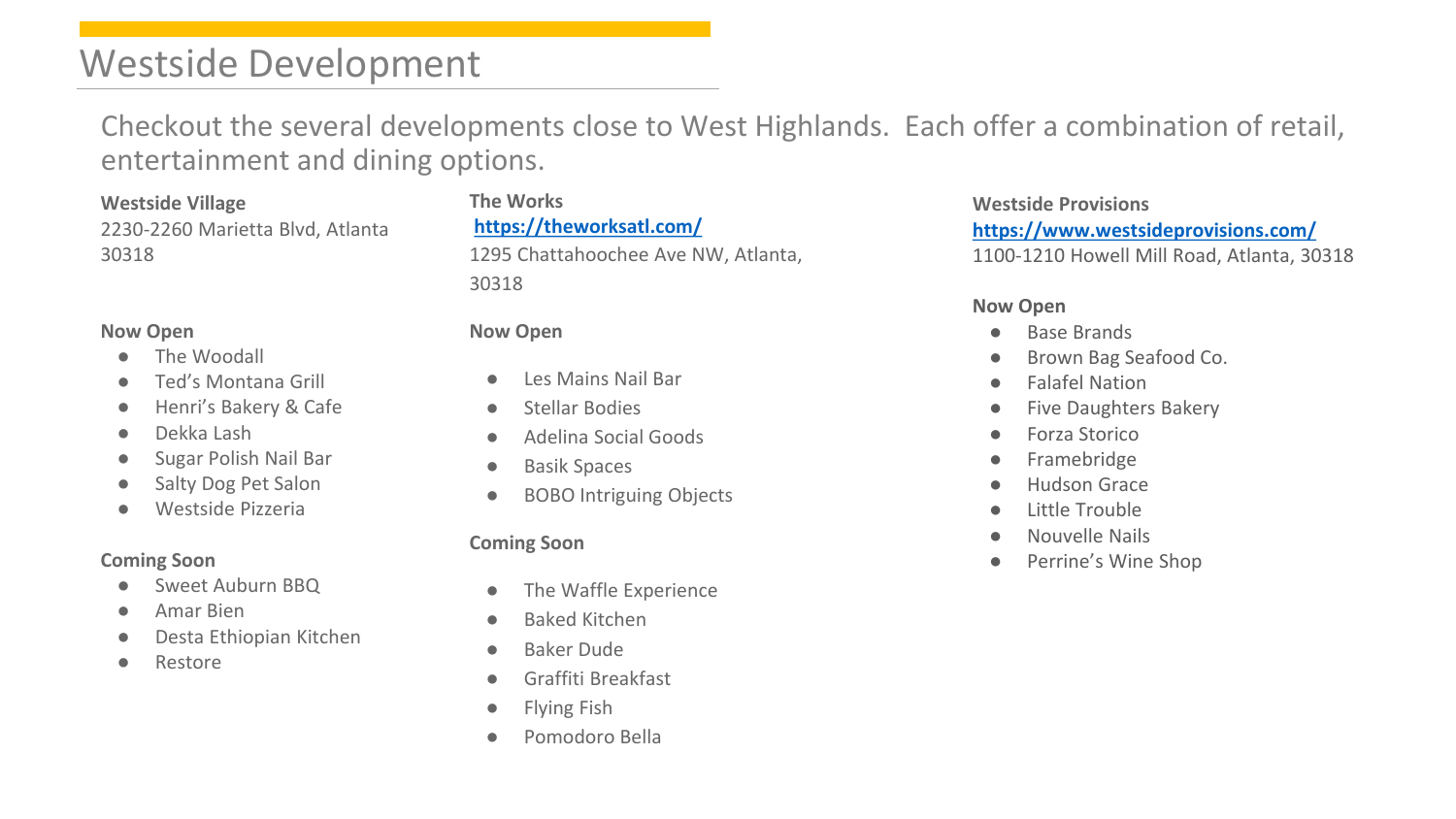# Westside Development

Checkout the several developments close to West Highlands. Each offer a combination of retail, entertainment and dining options.

**Westside Village**
2230-2260 Marietta Blvd, Atlanta 30318

**Now Open**

- The Woodall
- Ted's Montana Grill
- Henri's Bakery & Cafe
- Dekka Lash
- Sugar Polish Nail Bar
- Salty Dog Pet Salon
- Westside Pizzeria

**Coming Soon**

- Sweet Auburn BBQ
- Amar Bien
- Desta Ethiopian Kitchen
- Restore

**The Works**
https://theworksatl.com/
1295 Chattahoochee Ave NW, Atlanta, 30318

**Now Open**

- Les Mains Nail Bar
- Stellar Bodies
- Adelina Social Goods
- Basik Spaces
- BOBO Intriguing Objects

**Coming Soon**

- The Waffle Experience
- Baked Kitchen
- Baker Dude
- Graffiti Breakfast
- Flying Fish
- Pomodoro Bella

**Westside Provisions**
https://www.westsideprovisions.com/
1100-1210 Howell Mill Road, Atlanta, 30318

**Now Open**

- Base Brands
- Brown Bag Seafood Co.
- Falafel Nation
- Five Daughters Bakery
- Forza Storico
- Framebridge
- Hudson Grace
- Little Trouble
- Nouvelle Nails
- Perrine's Wine Shop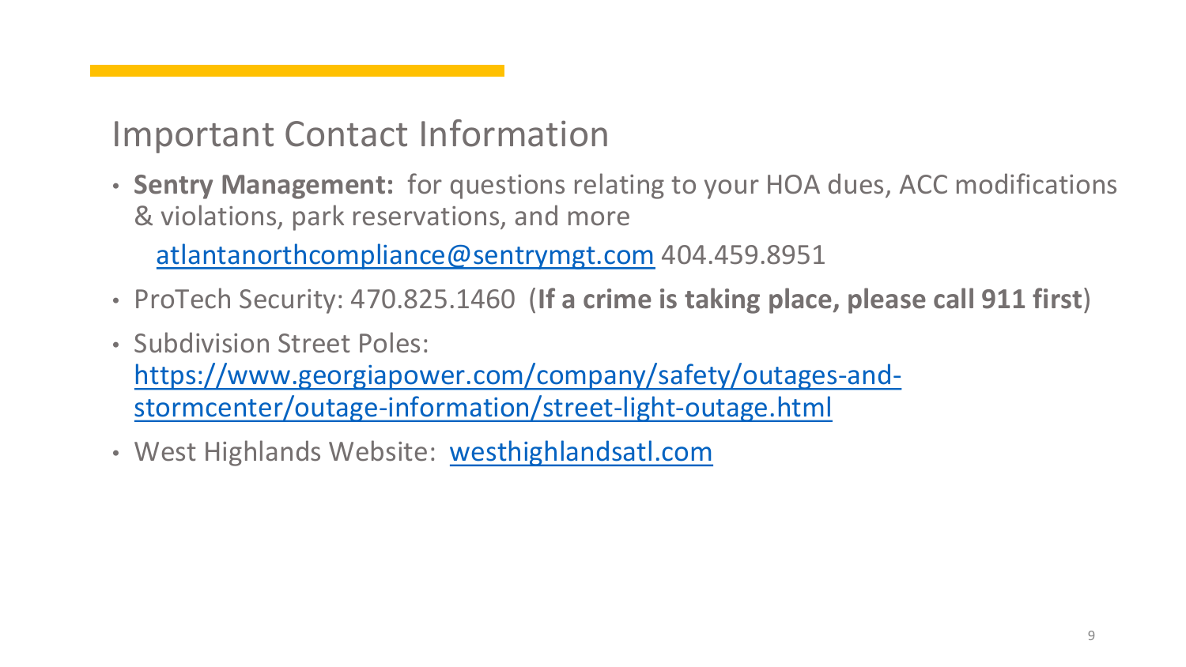## Important Contact Information

- **Sentry Management:** for questions relating to your HOA dues, ACC modifications & violations, park reservations, and more

  atlantanorthcompliance@sentrymgt.com 404.459.8951

- ProTech Security: 470.825.1460 (**If a crime is taking place, please call 911 first**)
- Subdivision Street Poles: https://www.georgiapower.com/company/safety/outages-and-stormcenter/outage-information/street-light-outage.html
- West Highlands Website: westhighlandsatl.com